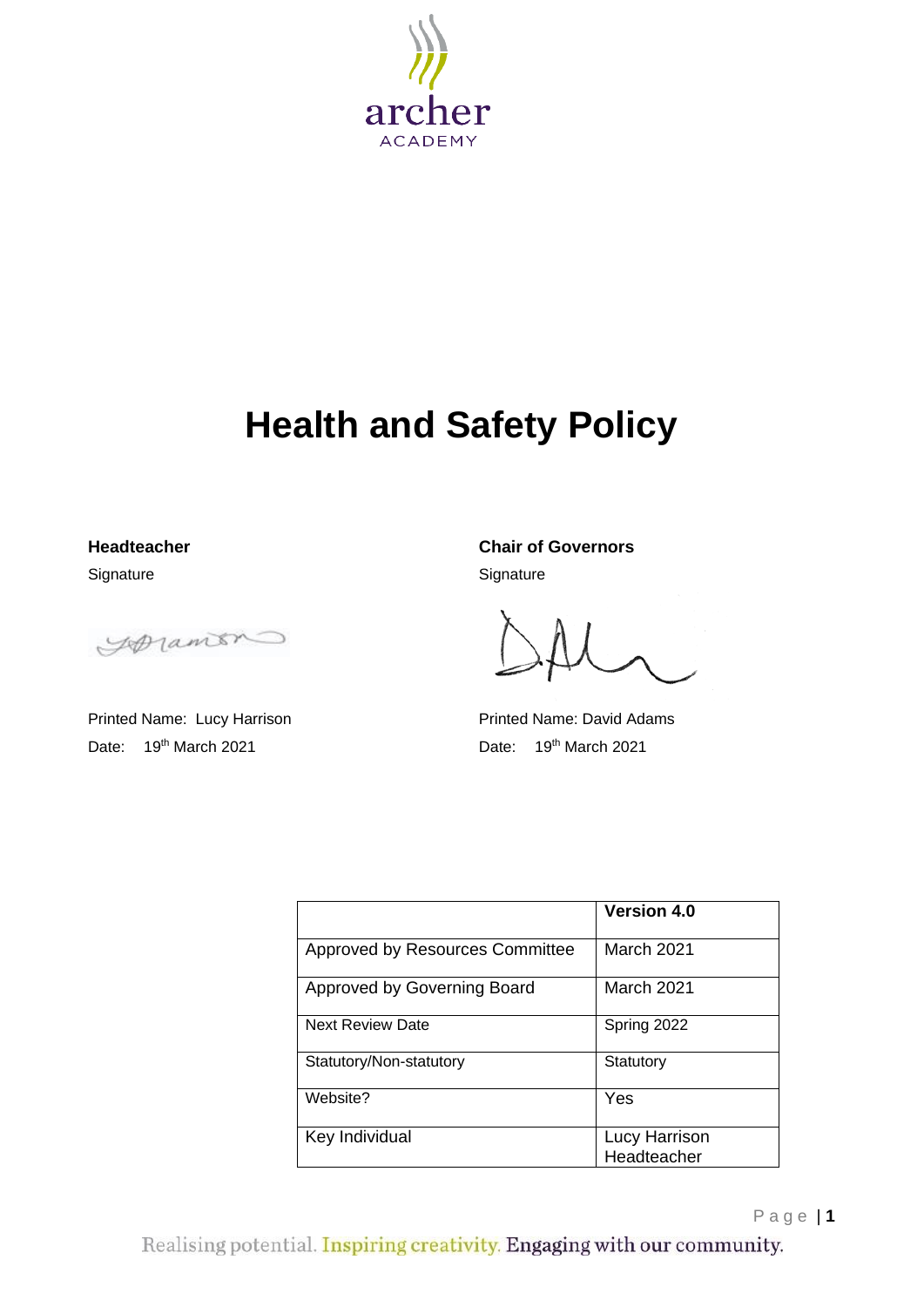archer
ACADEMY

# Health and Safety Policy

**Headteacher**

Signature

Printed Name: Lucy Harrison

Date: 19th March 2021

**Chair of Governors**

Signature

Printed Name: David Adams

Date: 19th March 2021

| | **Version 4.0** |
|---|---|
| Approved by Resources Committee | March 2021 |
| Approved by Governing Board | March 2021 |
| Next Review Date | Spring 2022 |
| Statutory/Non-statutory | Statutory |
| Website? | Yes |
| Key Individual | Lucy Harrison Headteacher |

Realising potential. Inspiring creativity. Engaging with our community.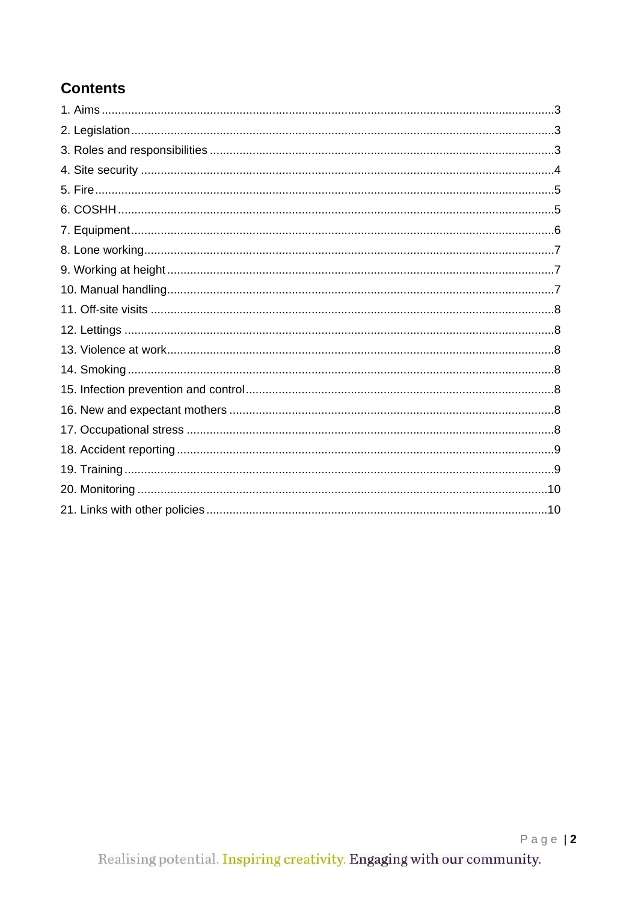## Contents

1. Aims .....3
2. Legislation .....3
3. Roles and responsibilities .....3
4. Site security .....4
5. Fire .....5
6. COSHH .....5
7. Equipment .....6
8. Lone working .....7
9. Working at height .....7
10. Manual handling .....7
11. Off-site visits .....8
12. Lettings .....8
13. Violence at work .....8
14. Smoking .....8
15. Infection prevention and control .....8
16. New and expectant mothers .....8
17. Occupational stress .....8
18. Accident reporting .....9
19. Training .....9
20. Monitoring .....10
21. Links with other policies .....10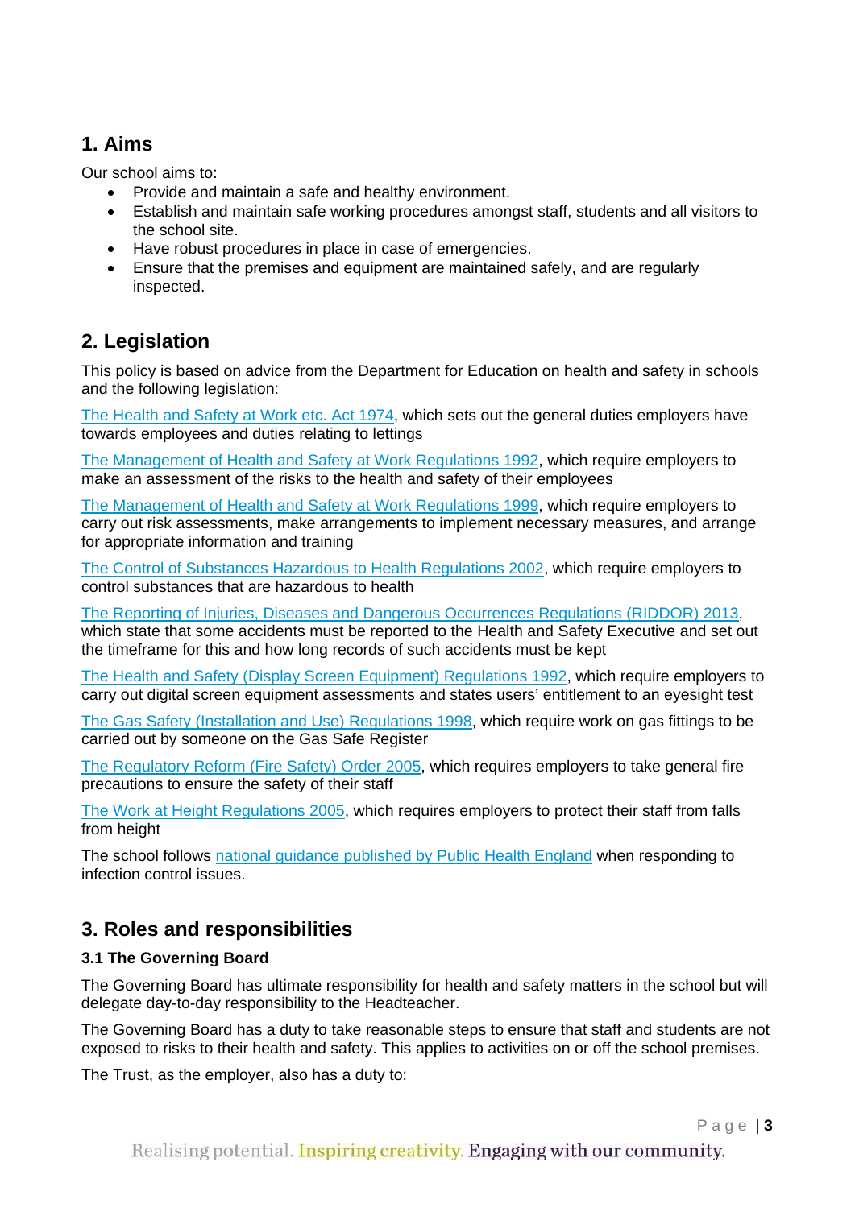## 1. Aims

Our school aims to:

- Provide and maintain a safe and healthy environment.
- Establish and maintain safe working procedures amongst staff, students and all visitors to the school site.
- Have robust procedures in place in case of emergencies.
- Ensure that the premises and equipment are maintained safely, and are regularly inspected.

## 2. Legislation

This policy is based on advice from the Department for Education on health and safety in schools and the following legislation:

The Health and Safety at Work etc. Act 1974, which sets out the general duties employers have towards employees and duties relating to lettings

The Management of Health and Safety at Work Regulations 1992, which require employers to make an assessment of the risks to the health and safety of their employees

The Management of Health and Safety at Work Regulations 1999, which require employers to carry out risk assessments, make arrangements to implement necessary measures, and arrange for appropriate information and training

The Control of Substances Hazardous to Health Regulations 2002, which require employers to control substances that are hazardous to health

The Reporting of Injuries, Diseases and Dangerous Occurrences Regulations (RIDDOR) 2013, which state that some accidents must be reported to the Health and Safety Executive and set out the timeframe for this and how long records of such accidents must be kept

The Health and Safety (Display Screen Equipment) Regulations 1992, which require employers to carry out digital screen equipment assessments and states users' entitlement to an eyesight test

The Gas Safety (Installation and Use) Regulations 1998, which require work on gas fittings to be carried out by someone on the Gas Safe Register

The Regulatory Reform (Fire Safety) Order 2005, which requires employers to take general fire precautions to ensure the safety of their staff

The Work at Height Regulations 2005, which requires employers to protect their staff from falls from height

The school follows national guidance published by Public Health England when responding to infection control issues.

## 3. Roles and responsibilities

### 3.1 The Governing Board

The Governing Board has ultimate responsibility for health and safety matters in the school but will delegate day-to-day responsibility to the Headteacher.

The Governing Board has a duty to take reasonable steps to ensure that staff and students are not exposed to risks to their health and safety. This applies to activities on or off the school premises.

The Trust, as the employer, also has a duty to: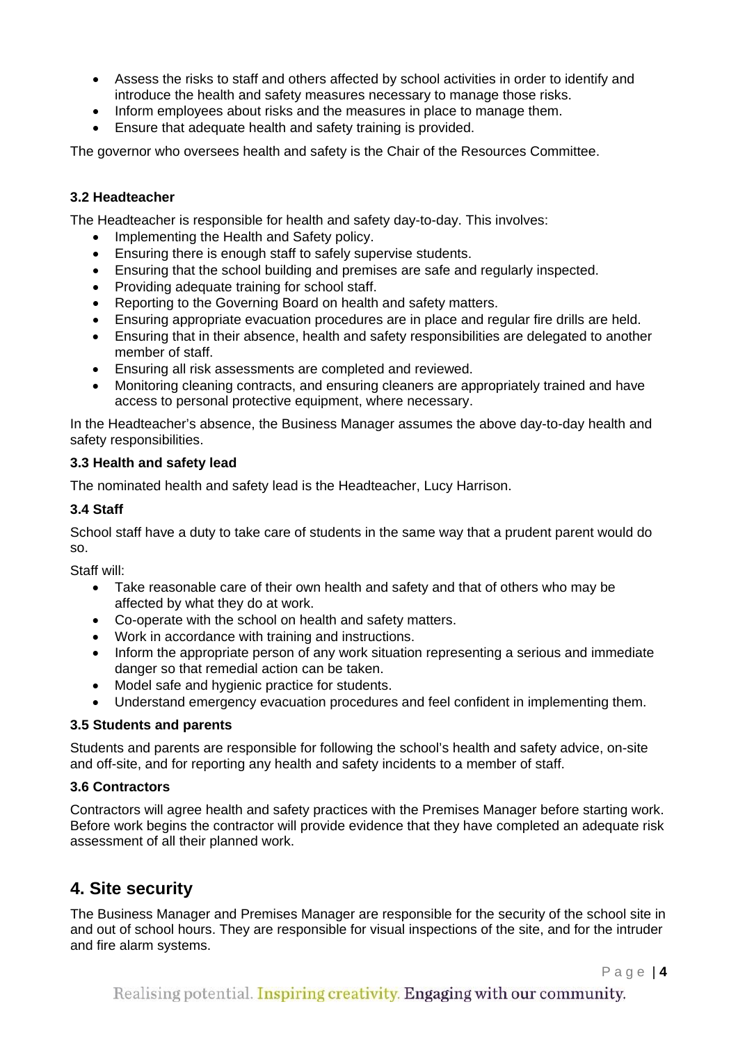- Assess the risks to staff and others affected by school activities in order to identify and introduce the health and safety measures necessary to manage those risks.
- Inform employees about risks and the measures in place to manage them.
- Ensure that adequate health and safety training is provided.

The governor who oversees health and safety is the Chair of the Resources Committee.

### 3.2 Headteacher

The Headteacher is responsible for health and safety day-to-day. This involves:

- Implementing the Health and Safety policy.
- Ensuring there is enough staff to safely supervise students.
- Ensuring that the school building and premises are safe and regularly inspected.
- Providing adequate training for school staff.
- Reporting to the Governing Board on health and safety matters.
- Ensuring appropriate evacuation procedures are in place and regular fire drills are held.
- Ensuring that in their absence, health and safety responsibilities are delegated to another member of staff.
- Ensuring all risk assessments are completed and reviewed.
- Monitoring cleaning contracts, and ensuring cleaners are appropriately trained and have access to personal protective equipment, where necessary.

In the Headteacher's absence, the Business Manager assumes the above day-to-day health and safety responsibilities.

### 3.3 Health and safety lead

The nominated health and safety lead is the Headteacher, Lucy Harrison.

### 3.4 Staff

School staff have a duty to take care of students in the same way that a prudent parent would do so.

Staff will:

- Take reasonable care of their own health and safety and that of others who may be affected by what they do at work.
- Co-operate with the school on health and safety matters.
- Work in accordance with training and instructions.
- Inform the appropriate person of any work situation representing a serious and immediate danger so that remedial action can be taken.
- Model safe and hygienic practice for students.
- Understand emergency evacuation procedures and feel confident in implementing them.

### 3.5 Students and parents

Students and parents are responsible for following the school's health and safety advice, on-site and off-site, and for reporting any health and safety incidents to a member of staff.

### 3.6 Contractors

Contractors will agree health and safety practices with the Premises Manager before starting work. Before work begins the contractor will provide evidence that they have completed an adequate risk assessment of all their planned work.

## 4. Site security

The Business Manager and Premises Manager are responsible for the security of the school site in and out of school hours. They are responsible for visual inspections of the site, and for the intruder and fire alarm systems.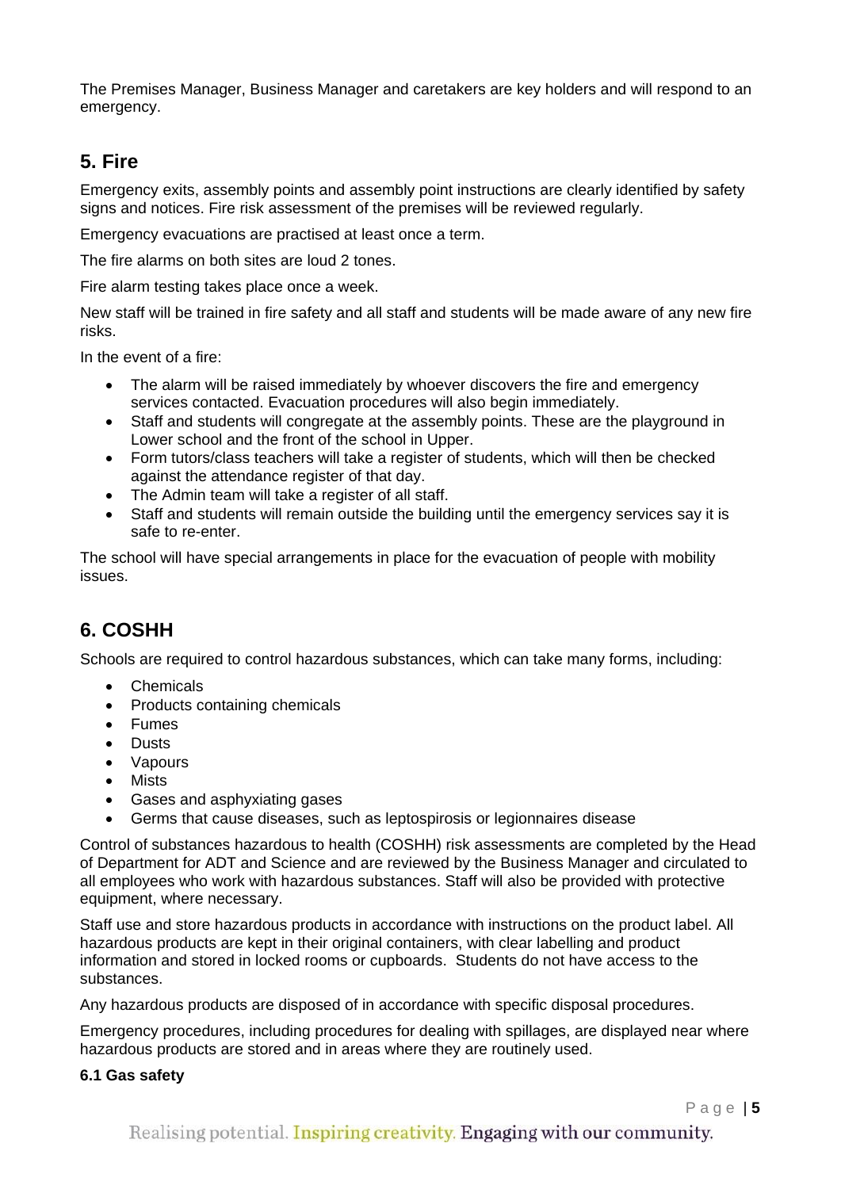The Premises Manager, Business Manager and caretakers are key holders and will respond to an emergency.

## 5. Fire

Emergency exits, assembly points and assembly point instructions are clearly identified by safety signs and notices. Fire risk assessment of the premises will be reviewed regularly.

Emergency evacuations are practised at least once a term.

The fire alarms on both sites are loud 2 tones.

Fire alarm testing takes place once a week.

New staff will be trained in fire safety and all staff and students will be made aware of any new fire risks.

In the event of a fire:

- The alarm will be raised immediately by whoever discovers the fire and emergency services contacted. Evacuation procedures will also begin immediately.
- Staff and students will congregate at the assembly points. These are the playground in Lower school and the front of the school in Upper.
- Form tutors/class teachers will take a register of students, which will then be checked against the attendance register of that day.
- The Admin team will take a register of all staff.
- Staff and students will remain outside the building until the emergency services say it is safe to re-enter.

The school will have special arrangements in place for the evacuation of people with mobility issues.

## 6. COSHH

Schools are required to control hazardous substances, which can take many forms, including:

- Chemicals
- Products containing chemicals
- Fumes
- Dusts
- Vapours
- Mists
- Gases and asphyxiating gases
- Germs that cause diseases, such as leptospirosis or legionnaires disease

Control of substances hazardous to health (COSHH) risk assessments are completed by the Head of Department for ADT and Science and are reviewed by the Business Manager and circulated to all employees who work with hazardous substances. Staff will also be provided with protective equipment, where necessary.

Staff use and store hazardous products in accordance with instructions on the product label. All hazardous products are kept in their original containers, with clear labelling and product information and stored in locked rooms or cupboards. Students do not have access to the substances.

Any hazardous products are disposed of in accordance with specific disposal procedures.

Emergency procedures, including procedures for dealing with spillages, are displayed near where hazardous products are stored and in areas where they are routinely used.

#### 6.1 Gas safety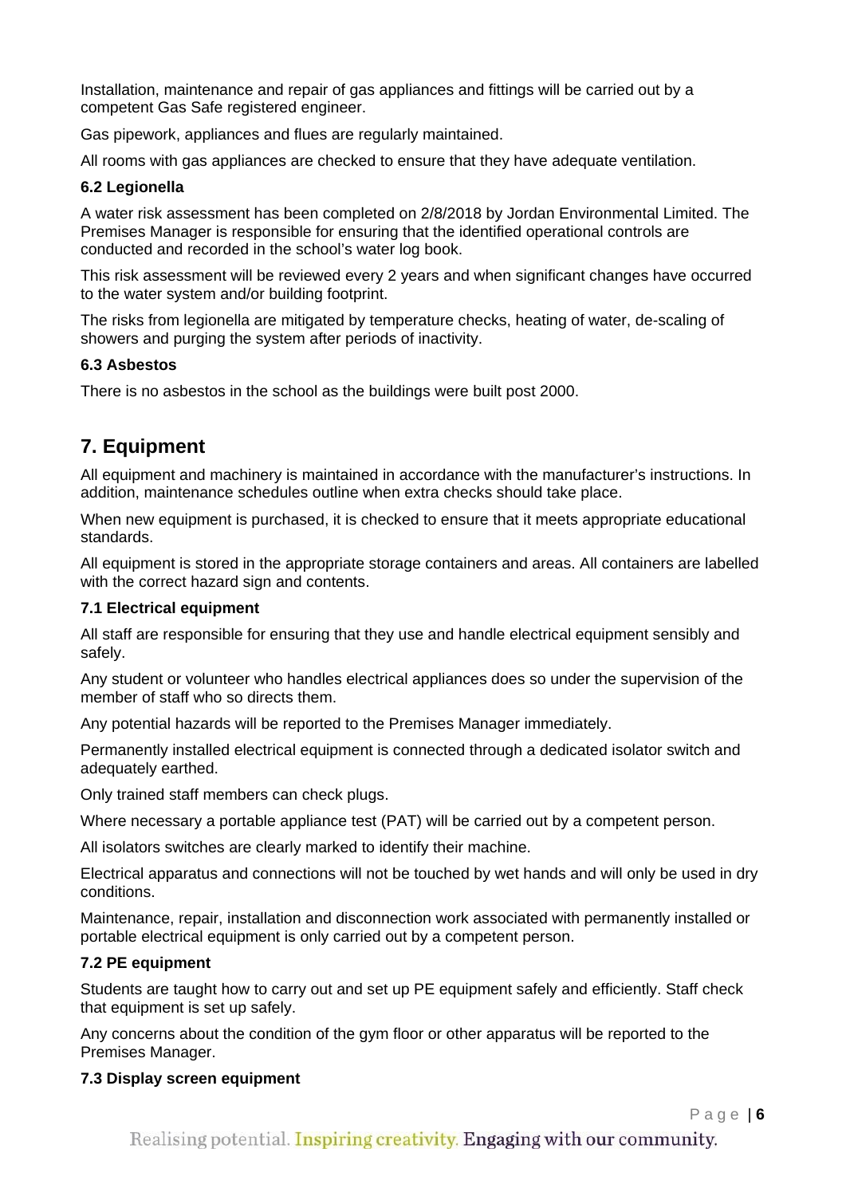Installation, maintenance and repair of gas appliances and fittings will be carried out by a competent Gas Safe registered engineer.

Gas pipework, appliances and flues are regularly maintained.

All rooms with gas appliances are checked to ensure that they have adequate ventilation.

### 6.2 Legionella

A water risk assessment has been completed on 2/8/2018 by Jordan Environmental Limited. The Premises Manager is responsible for ensuring that the identified operational controls are conducted and recorded in the school's water log book.

This risk assessment will be reviewed every 2 years and when significant changes have occurred to the water system and/or building footprint.

The risks from legionella are mitigated by temperature checks, heating of water, de-scaling of showers and purging the system after periods of inactivity.

### 6.3 Asbestos

There is no asbestos in the school as the buildings were built post 2000.

## 7. Equipment

All equipment and machinery is maintained in accordance with the manufacturer's instructions. In addition, maintenance schedules outline when extra checks should take place.

When new equipment is purchased, it is checked to ensure that it meets appropriate educational standards.

All equipment is stored in the appropriate storage containers and areas. All containers are labelled with the correct hazard sign and contents.

### 7.1 Electrical equipment

All staff are responsible for ensuring that they use and handle electrical equipment sensibly and safely.

Any student or volunteer who handles electrical appliances does so under the supervision of the member of staff who so directs them.

Any potential hazards will be reported to the Premises Manager immediately.

Permanently installed electrical equipment is connected through a dedicated isolator switch and adequately earthed.

Only trained staff members can check plugs.

Where necessary a portable appliance test (PAT) will be carried out by a competent person.

All isolators switches are clearly marked to identify their machine.

Electrical apparatus and connections will not be touched by wet hands and will only be used in dry conditions.

Maintenance, repair, installation and disconnection work associated with permanently installed or portable electrical equipment is only carried out by a competent person.

### 7.2 PE equipment

Students are taught how to carry out and set up PE equipment safely and efficiently. Staff check that equipment is set up safely.

Any concerns about the condition of the gym floor or other apparatus will be reported to the Premises Manager.

### 7.3 Display screen equipment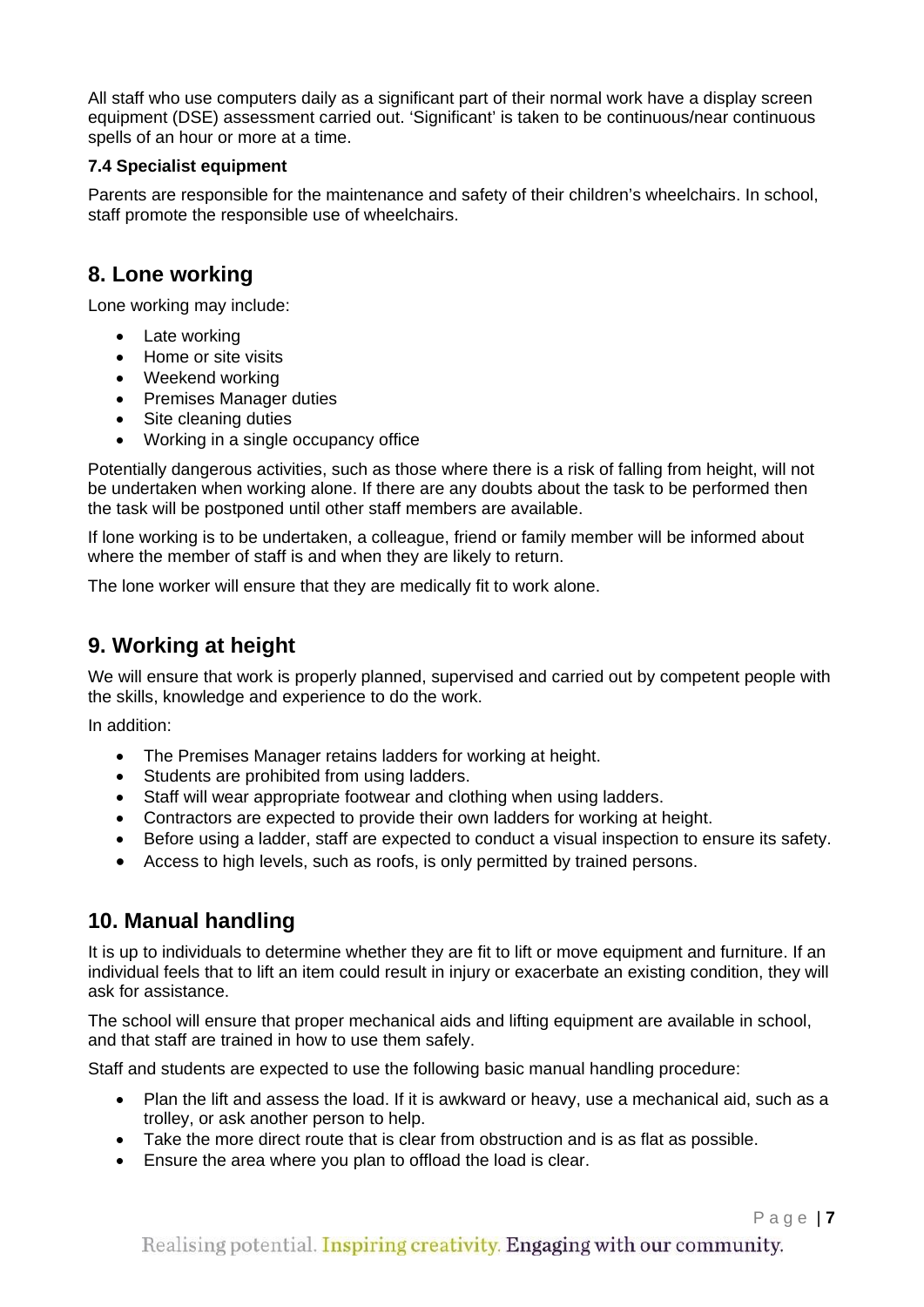All staff who use computers daily as a significant part of their normal work have a display screen equipment (DSE) assessment carried out. 'Significant' is taken to be continuous/near continuous spells of an hour or more at a time.

#### 7.4 Specialist equipment

Parents are responsible for the maintenance and safety of their children's wheelchairs. In school, staff promote the responsible use of wheelchairs.

## 8. Lone working

Lone working may include:

- Late working
- Home or site visits
- Weekend working
- Premises Manager duties
- Site cleaning duties
- Working in a single occupancy office

Potentially dangerous activities, such as those where there is a risk of falling from height, will not be undertaken when working alone. If there are any doubts about the task to be performed then the task will be postponed until other staff members are available.

If lone working is to be undertaken, a colleague, friend or family member will be informed about where the member of staff is and when they are likely to return.

The lone worker will ensure that they are medically fit to work alone.

## 9. Working at height

We will ensure that work is properly planned, supervised and carried out by competent people with the skills, knowledge and experience to do the work.

In addition:

- The Premises Manager retains ladders for working at height.
- Students are prohibited from using ladders.
- Staff will wear appropriate footwear and clothing when using ladders.
- Contractors are expected to provide their own ladders for working at height.
- Before using a ladder, staff are expected to conduct a visual inspection to ensure its safety.
- Access to high levels, such as roofs, is only permitted by trained persons.

## 10. Manual handling

It is up to individuals to determine whether they are fit to lift or move equipment and furniture. If an individual feels that to lift an item could result in injury or exacerbate an existing condition, they will ask for assistance.

The school will ensure that proper mechanical aids and lifting equipment are available in school, and that staff are trained in how to use them safely.

Staff and students are expected to use the following basic manual handling procedure:

- Plan the lift and assess the load. If it is awkward or heavy, use a mechanical aid, such as a trolley, or ask another person to help.
- Take the more direct route that is clear from obstruction and is as flat as possible.
- Ensure the area where you plan to offload the load is clear.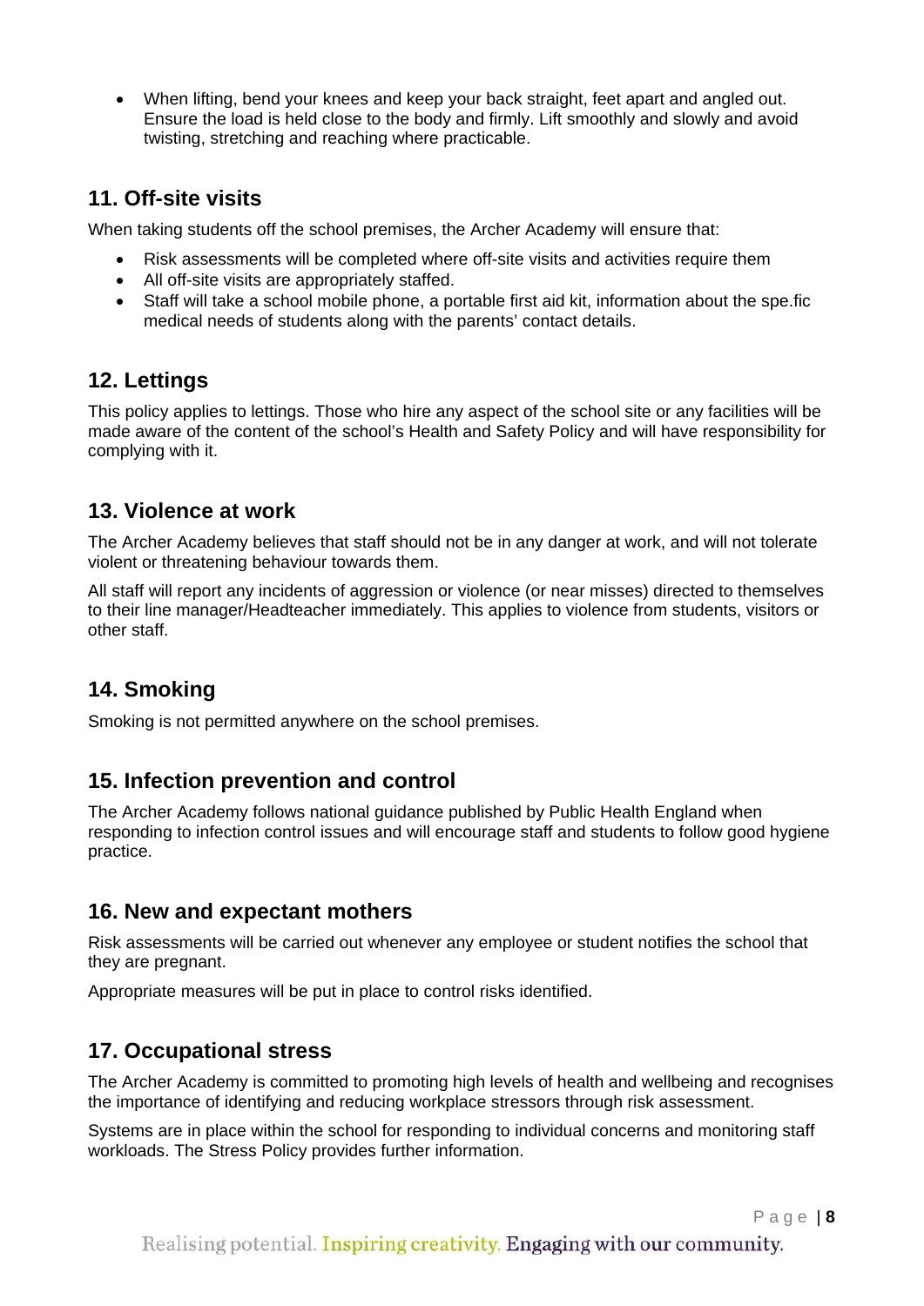- When lifting, bend your knees and keep your back straight, feet apart and angled out. Ensure the load is held close to the body and firmly. Lift smoothly and slowly and avoid twisting, stretching and reaching where practicable.

## 11. Off-site visits

When taking students off the school premises, the Archer Academy will ensure that:

- Risk assessments will be completed where off-site visits and activities require them
- All off-site visits are appropriately staffed.
- Staff will take a school mobile phone, a portable first aid kit, information about the spe.fic medical needs of students along with the parents' contact details.

## 12. Lettings

This policy applies to lettings. Those who hire any aspect of the school site or any facilities will be made aware of the content of the school's Health and Safety Policy and will have responsibility for complying with it.

## 13. Violence at work

The Archer Academy believes that staff should not be in any danger at work, and will not tolerate violent or threatening behaviour towards them.

All staff will report any incidents of aggression or violence (or near misses) directed to themselves to their line manager/Headteacher immediately. This applies to violence from students, visitors or other staff.

## 14. Smoking

Smoking is not permitted anywhere on the school premises.

## 15. Infection prevention and control

The Archer Academy follows national guidance published by Public Health England when responding to infection control issues and will encourage staff and students to follow good hygiene practice.

## 16. New and expectant mothers

Risk assessments will be carried out whenever any employee or student notifies the school that they are pregnant.

Appropriate measures will be put in place to control risks identified.

## 17. Occupational stress

The Archer Academy is committed to promoting high levels of health and wellbeing and recognises the importance of identifying and reducing workplace stressors through risk assessment.

Systems are in place within the school for responding to individual concerns and monitoring staff workloads. The Stress Policy provides further information.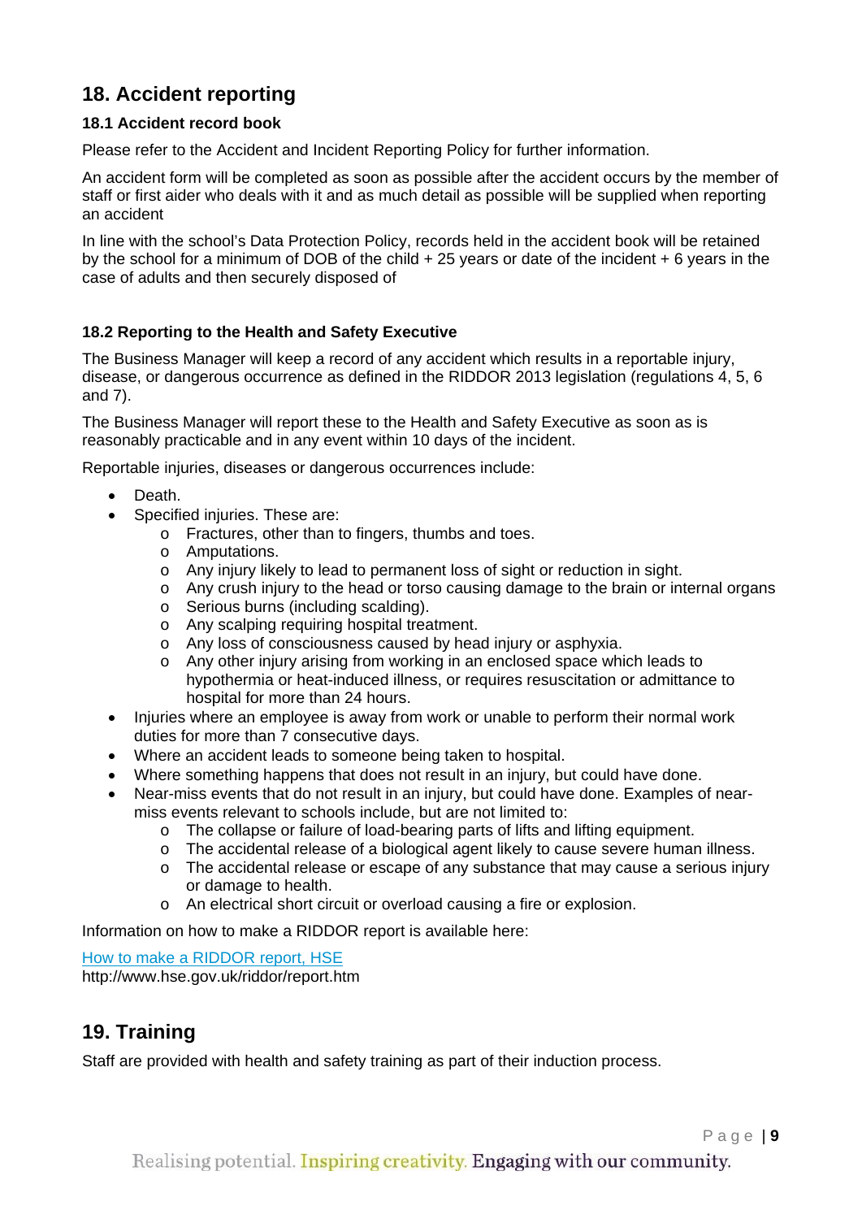## 18. Accident reporting

### 18.1 Accident record book

Please refer to the Accident and Incident Reporting Policy for further information.

An accident form will be completed as soon as possible after the accident occurs by the member of staff or first aider who deals with it and as much detail as possible will be supplied when reporting an accident

In line with the school's Data Protection Policy, records held in the accident book will be retained by the school for a minimum of DOB of the child + 25 years or date of the incident + 6 years in the case of adults and then securely disposed of

### 18.2 Reporting to the Health and Safety Executive

The Business Manager will keep a record of any accident which results in a reportable injury, disease, or dangerous occurrence as defined in the RIDDOR 2013 legislation (regulations 4, 5, 6 and 7).

The Business Manager will report these to the Health and Safety Executive as soon as is reasonably practicable and in any event within 10 days of the incident.

Reportable injuries, diseases or dangerous occurrences include:

- Death.
- Specified injuries. These are:
    - Fractures, other than to fingers, thumbs and toes.
    - Amputations.
    - Any injury likely to lead to permanent loss of sight or reduction in sight.
    - Any crush injury to the head or torso causing damage to the brain or internal organs
    - Serious burns (including scalding).
    - Any scalping requiring hospital treatment.
    - Any loss of consciousness caused by head injury or asphyxia.
    - Any other injury arising from working in an enclosed space which leads to hypothermia or heat-induced illness, or requires resuscitation or admittance to hospital for more than 24 hours.
- Injuries where an employee is away from work or unable to perform their normal work duties for more than 7 consecutive days.
- Where an accident leads to someone being taken to hospital.
- Where something happens that does not result in an injury, but could have done.
- Near-miss events that do not result in an injury, but could have done. Examples of near-miss events relevant to schools include, but are not limited to:
    - The collapse or failure of load-bearing parts of lifts and lifting equipment.
    - The accidental release of a biological agent likely to cause severe human illness.
    - The accidental release or escape of any substance that may cause a serious injury or damage to health.
    - An electrical short circuit or overload causing a fire or explosion.

Information on how to make a RIDDOR report is available here:

[How to make a RIDDOR report, HSE](http://www.hse.gov.uk/riddor/report.htm)
http://www.hse.gov.uk/riddor/report.htm

## 19. Training

Staff are provided with health and safety training as part of their induction process.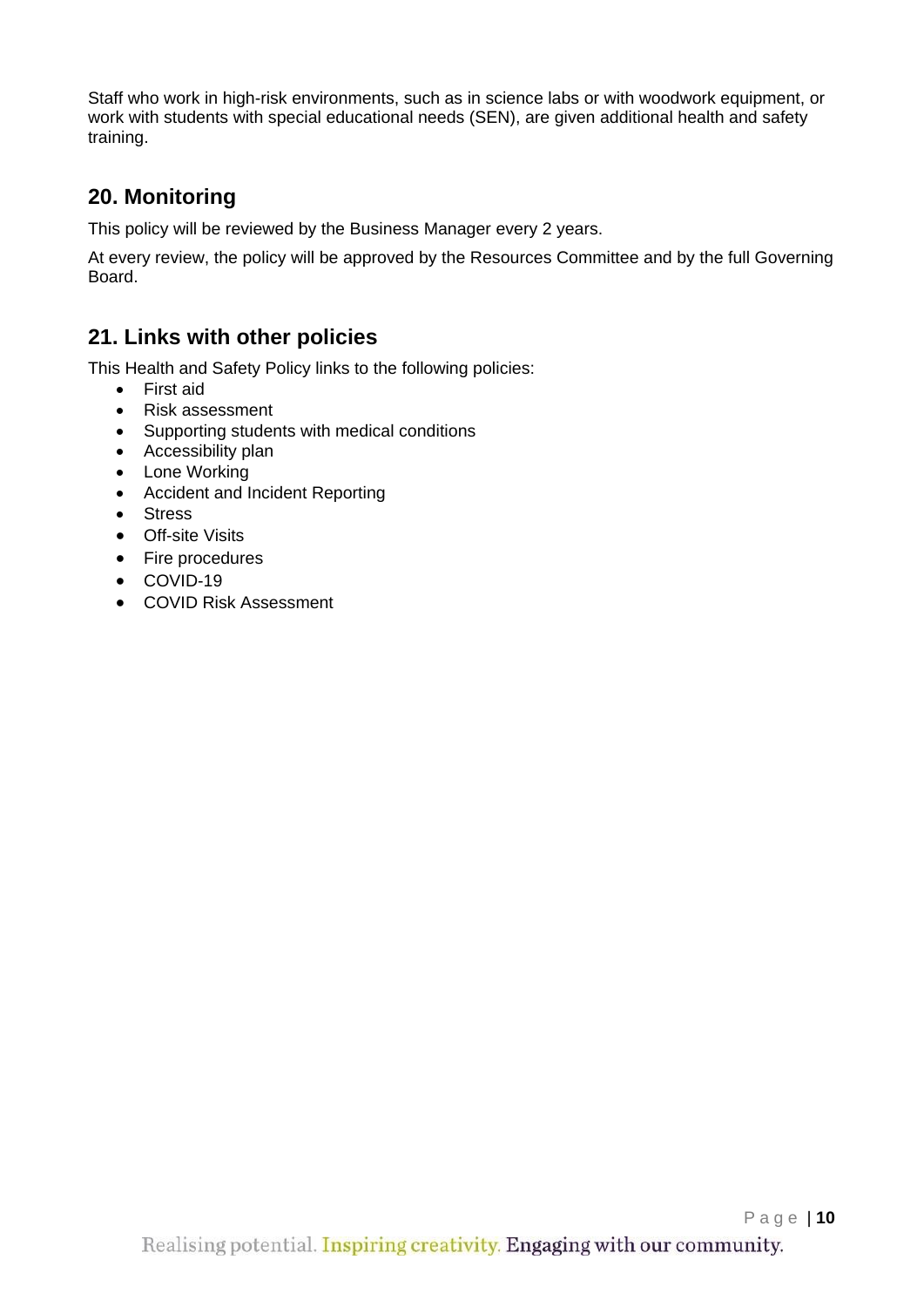Staff who work in high-risk environments, such as in science labs or with woodwork equipment, or work with students with special educational needs (SEN), are given additional health and safety training.

## 20. Monitoring

This policy will be reviewed by the Business Manager every 2 years.

At every review, the policy will be approved by the Resources Committee and by the full Governing Board.

## 21. Links with other policies

This Health and Safety Policy links to the following policies:

- First aid
- Risk assessment
- Supporting students with medical conditions
- Accessibility plan
- Lone Working
- Accident and Incident Reporting
- Stress
- Off-site Visits
- Fire procedures
- COVID-19
- COVID Risk Assessment